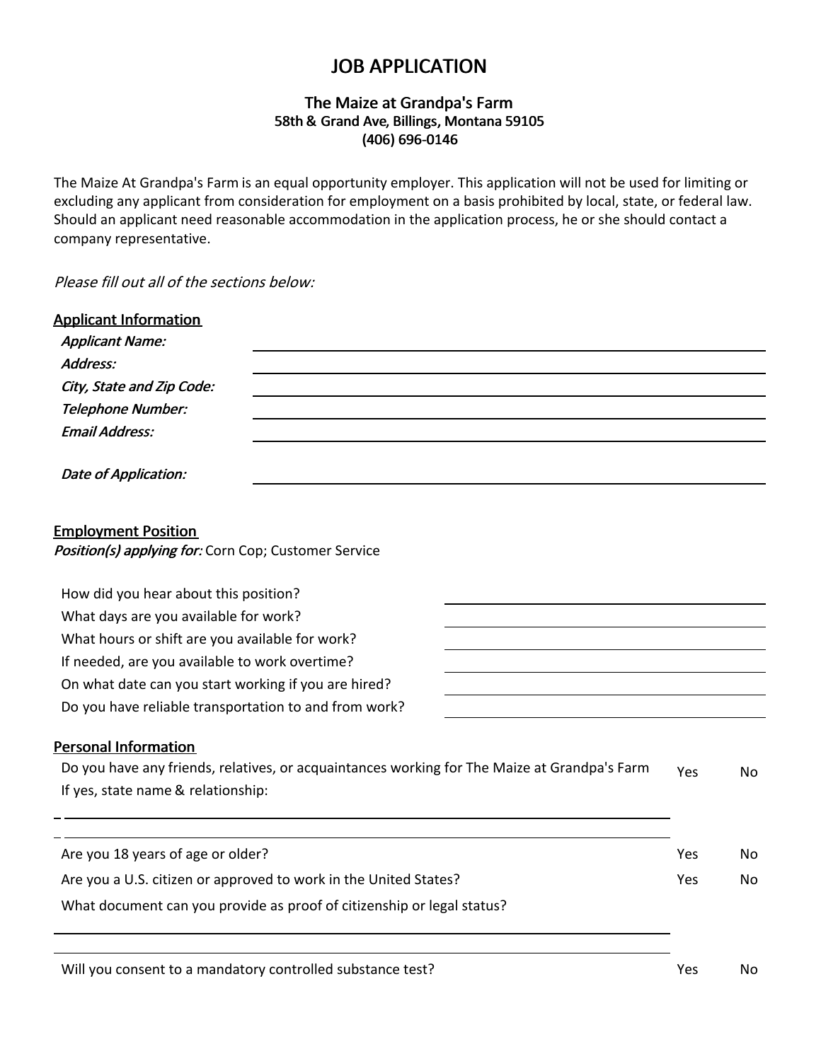# JOB APPLICATION

## The Maize at Grandpa's Farm

**58th & Grand Ave, Billings, Montana 59105**

**(406) 696-0146**

The Maize At Grandpa's Farm is an equal opportunity employer. This application will not be used for limiting or excluding any applicant from consideration for employment on a basis prohibited by local, state, or federal law. Should an applicant need reasonable accommodation in the application process, he or she should contact a company representative.

*Please fill out all of the sections below:*

### Applicant Information

***Applicant Name:*** ______________________________

***Address:*** ______________________________

***City, State and Zip Code:*** ______________________________

***Telephone Number:*** ______________________________

***Email Address:*** ______________________________

***Date of Application:*** ______________________________

### Employment Position

***Position(s) applying for:*** Corn Cop; Customer Service

How did you hear about this position? ______________________________

What days are you available for work? ______________________________

What hours or shift are you available for work? ______________________________

If needed, are you available to work overtime? ______________________________

On what date can you start working if you are hired? ______________________________

Do you have reliable transportation to and from work? ______________________________

### Personal Information

Do you have any friends, relatives, or acquaintances working for The Maize at Grandpa's Farm — Yes — No

If yes, state name & relationship:

______________________________

______________________________

Are you 18 years of age or older? — Yes — No

Are you a U.S. citizen or approved to work in the United States? — Yes — No

What document can you provide as proof of citizenship or legal status?

______________________________

______________________________

Will you consent to a mandatory controlled substance test? — Yes — No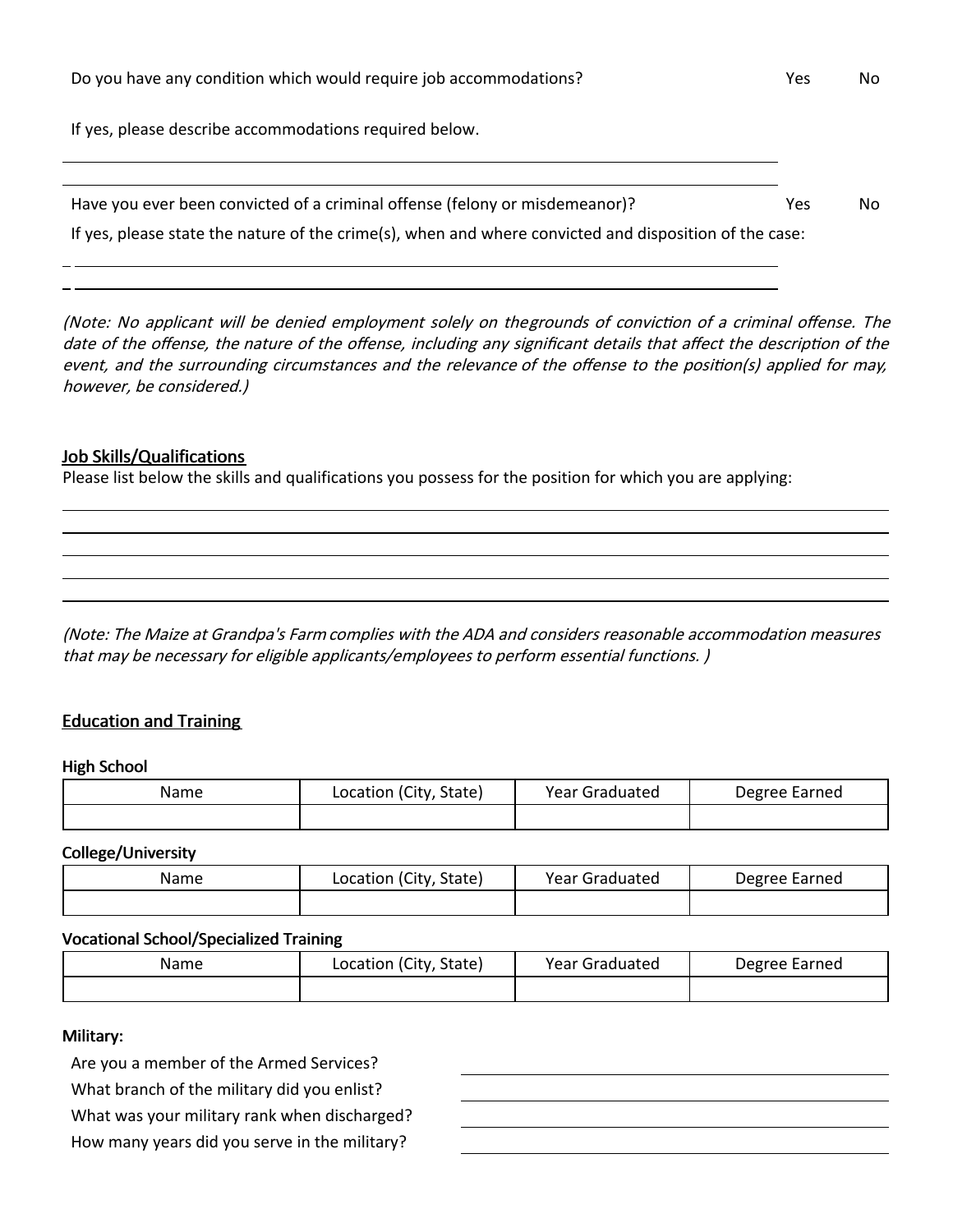Do you have any condition which would require job accommodations? Yes No

If yes, please describe accommodations required below.

_______________________________________________

_______________________________________________

Have you ever been convicted of a criminal offense (felony or misdemeanor)? Yes No

If yes, please state the nature of the crime(s), when and where convicted and disposition of the case:

_______________________________________________

_______________________________________________

*(Note: No applicant will be denied employment solely on thegrounds of conviction of a criminal offense. The date of the offense, the nature of the offense, including any significant details that affect the description of the event, and the surrounding circumstances and the relevance of the offense to the position(s) applied for may, however, be considered.)*

## Job Skills/Qualifications

Please list below the skills and qualifications you possess for the position for which you are applying:

_______________________________________________

_______________________________________________

_______________________________________________

_______________________________________________

*(Note: The Maize at Grandpa's Farm complies with the ADA and considers reasonable accommodation measures that may be necessary for eligible applicants/employees to perform essential functions. )*

## Education and Training

### High School

| Name | Location (City, State) | Year Graduated | Degree Earned |
|---|---|---|---|
| | | | |

### College/University

| Name | Location (City, State) | Year Graduated | Degree Earned |
|---|---|---|---|
| | | | |

### Vocational School/Specialized Training

| Name | Location (City, State) | Year Graduated | Degree Earned |
|---|---|---|---|
| | | | |

### Military:

Are you a member of the Armed Services? _______________

What branch of the military did you enlist? _______________

What was your military rank when discharged? _______________

How many years did you serve in the military? _______________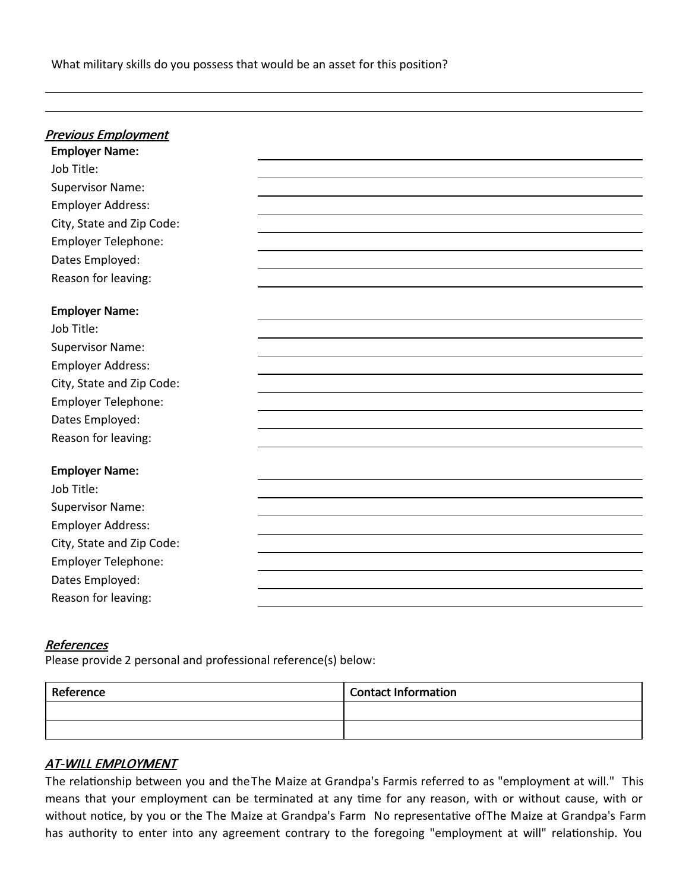What military skills do you possess that would be an asset for this position?

## *Previous Employment*

**Employer Name:**
Job Title:
Supervisor Name:
Employer Address:
City, State and Zip Code:
Employer Telephone:
Dates Employed:
Reason for leaving:

**Employer Name:**
Job Title:
Supervisor Name:
Employer Address:
City, State and Zip Code:
Employer Telephone:
Dates Employed:
Reason for leaving:

**Employer Name:**
Job Title:
Supervisor Name:
Employer Address:
City, State and Zip Code:
Employer Telephone:
Dates Employed:
Reason for leaving:

## *References*

Please provide 2 personal and professional reference(s) below:

| Reference | Contact Information |
|---|---|
| | |
| | |

## *AT-WILL EMPLOYMENT*

The relationship between you and the The Maize at Grandpa's Farmis referred to as "employment at will." This means that your employment can be terminated at any time for any reason, with or without cause, with or without notice, by you or the The Maize at Grandpa's Farm No representative ofThe Maize at Grandpa's Farm has authority to enter into any agreement contrary to the foregoing "employment at will" relationship. You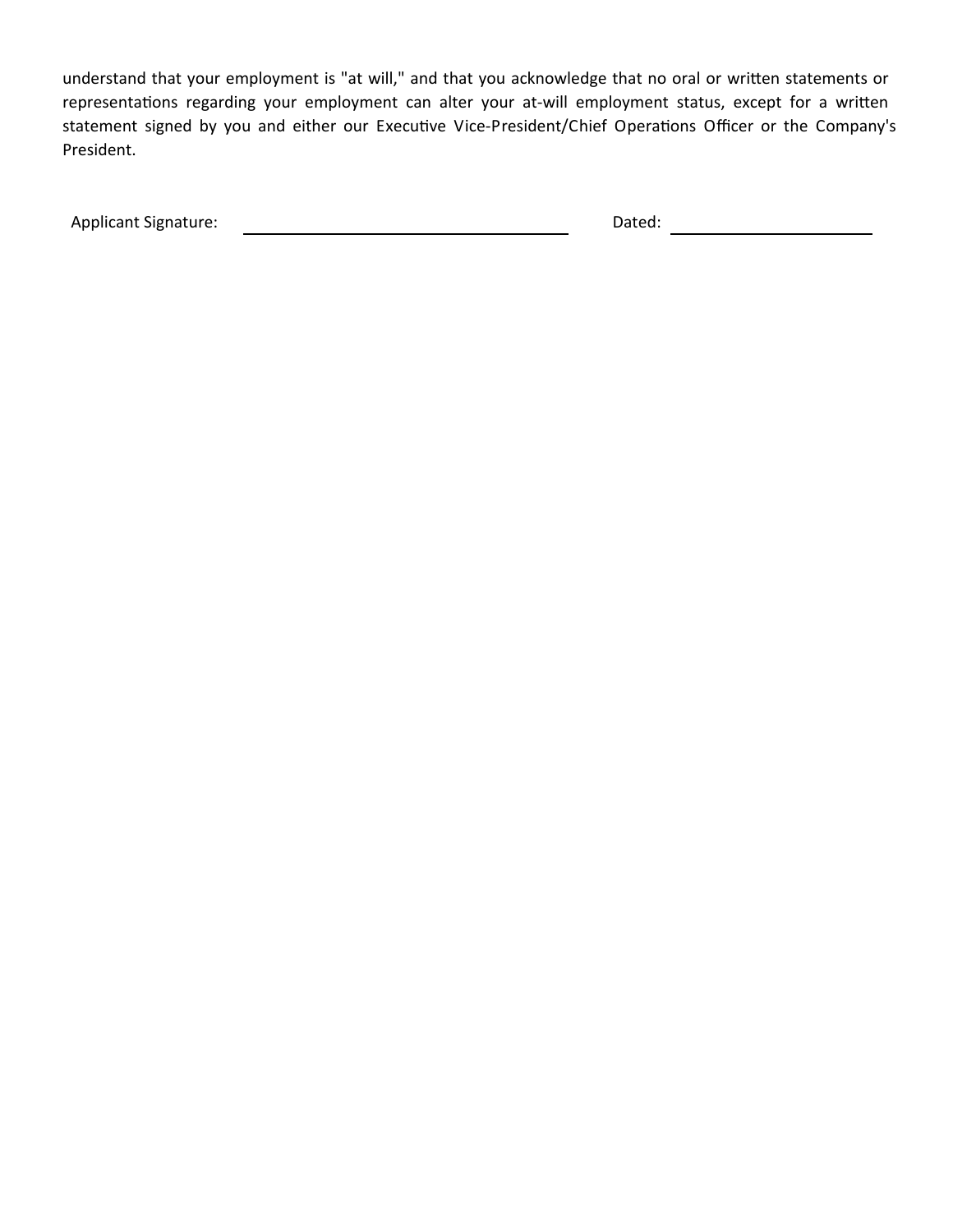understand that your employment is "at will," and that you acknowledge that no oral or written statements or representations regarding your employment can alter your at-will employment status, except for a written statement signed by you and either our Executive Vice-President/Chief Operations Officer or the Company's President.

Applicant Signature: ______________________________ Dated: ____________________